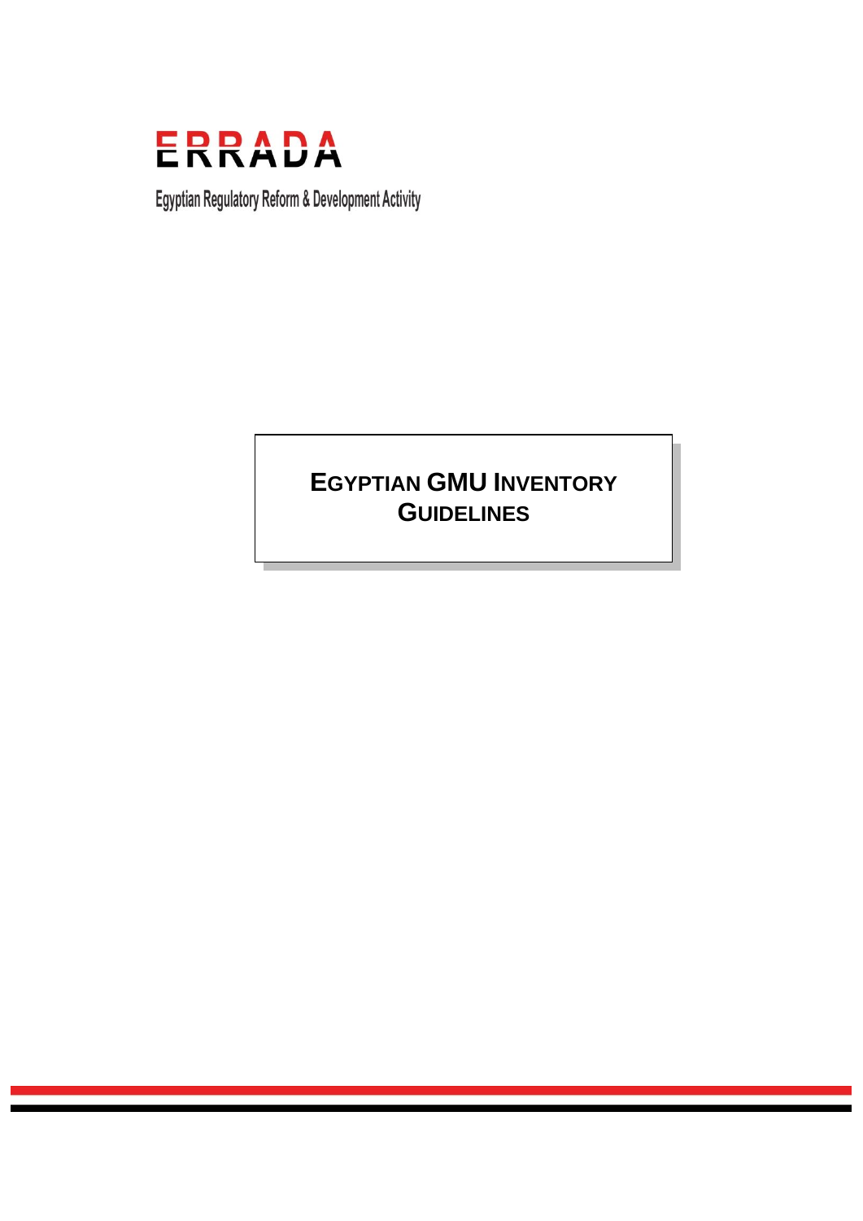ERRADA

Egyptian Regulatory Reform & Development Activity

# EGYPTIAN GMU INVENTORY GUIDELINES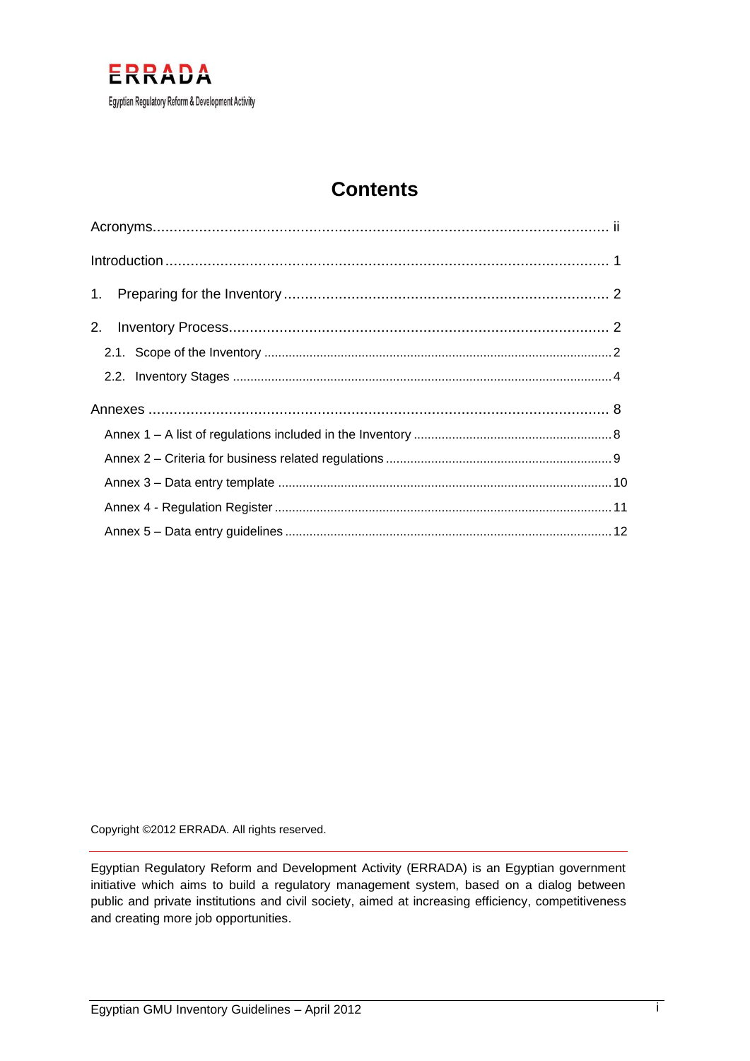ERRADA

Egyptian Regulatory Reform & Development Activity

# Contents

Acronyms ........ ii

Introduction ........ 1

1. Preparing for the Inventory ........ 2

2. Inventory Process ........ 2
   - 2.1. Scope of the Inventory ........ 2
   - 2.2. Inventory Stages ........ 4

Annexes ........ 8
- Annex 1 – A list of regulations included in the Inventory ........ 8
- Annex 2 – Criteria for business related regulations ........ 9
- Annex 3 – Data entry template ........ 10
- Annex 4 - Regulation Register ........ 11
- Annex 5 – Data entry guidelines ........ 12

Copyright ©2012 ERRADA. All rights reserved.

---

Egyptian Regulatory Reform and Development Activity (ERRADA) is an Egyptian government initiative which aims to build a regulatory management system, based on a dialog between public and private institutions and civil society, aimed at increasing efficiency, competitiveness and creating more job opportunities.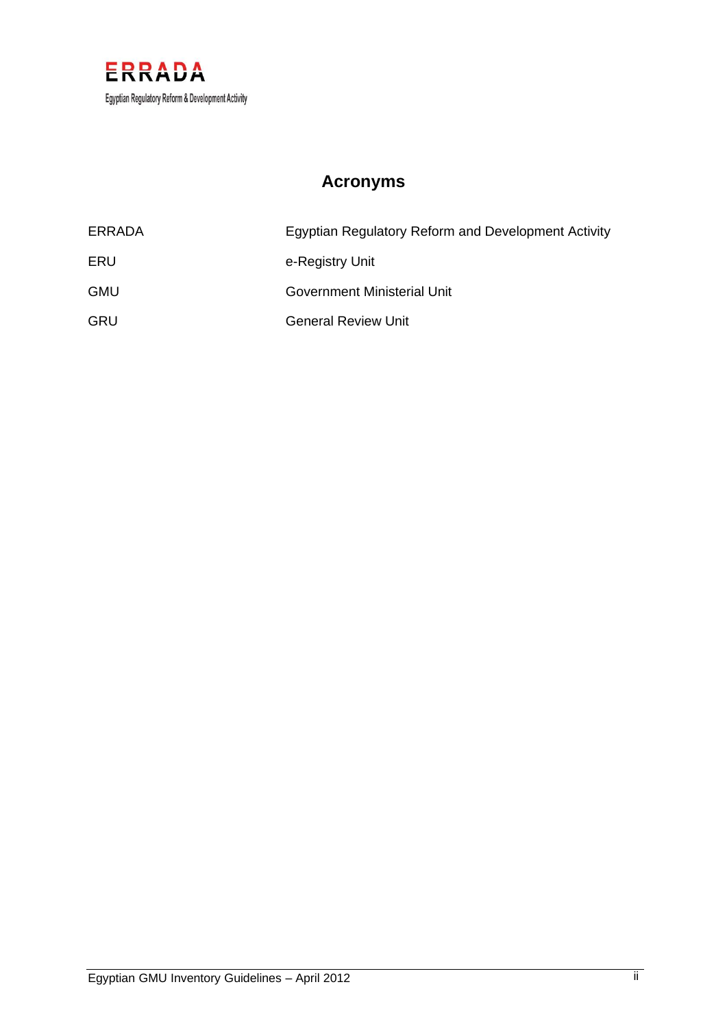# Acronyms

| | |
|---|---|
| ERRADA | Egyptian Regulatory Reform and Development Activity |
| ERU | e-Registry Unit |
| GMU | Government Ministerial Unit |
| GRU | General Review Unit |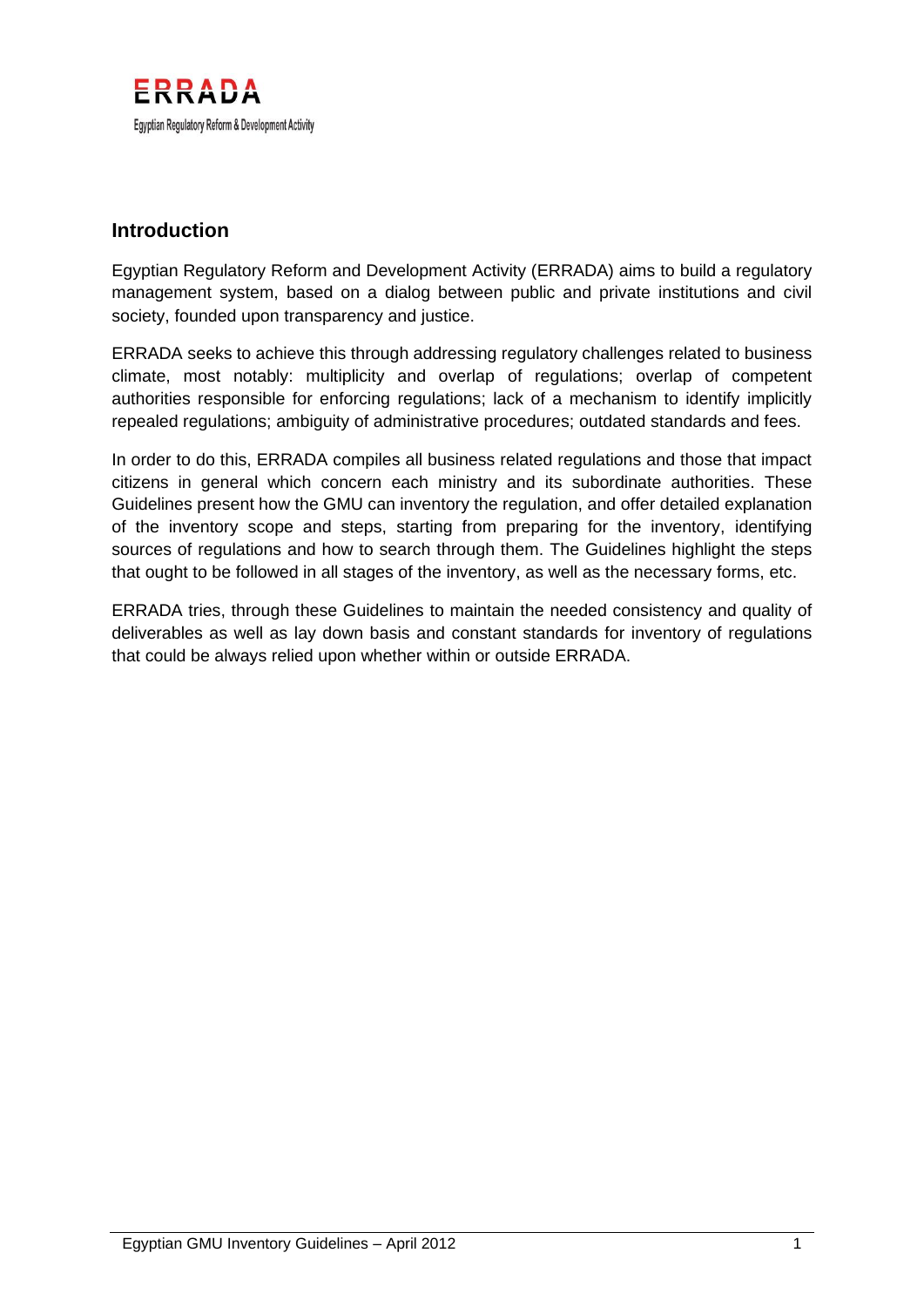## Introduction

Egyptian Regulatory Reform and Development Activity (ERRADA) aims to build a regulatory management system, based on a dialog between public and private institutions and civil society, founded upon transparency and justice.

ERRADA seeks to achieve this through addressing regulatory challenges related to business climate, most notably: multiplicity and overlap of regulations; overlap of competent authorities responsible for enforcing regulations; lack of a mechanism to identify implicitly repealed regulations; ambiguity of administrative procedures; outdated standards and fees.

In order to do this, ERRADA compiles all business related regulations and those that impact citizens in general which concern each ministry and its subordinate authorities. These Guidelines present how the GMU can inventory the regulation, and offer detailed explanation of the inventory scope and steps, starting from preparing for the inventory, identifying sources of regulations and how to search through them. The Guidelines highlight the steps that ought to be followed in all stages of the inventory, as well as the necessary forms, etc.

ERRADA tries, through these Guidelines to maintain the needed consistency and quality of deliverables as well as lay down basis and constant standards for inventory of regulations that could be always relied upon whether within or outside ERRADA.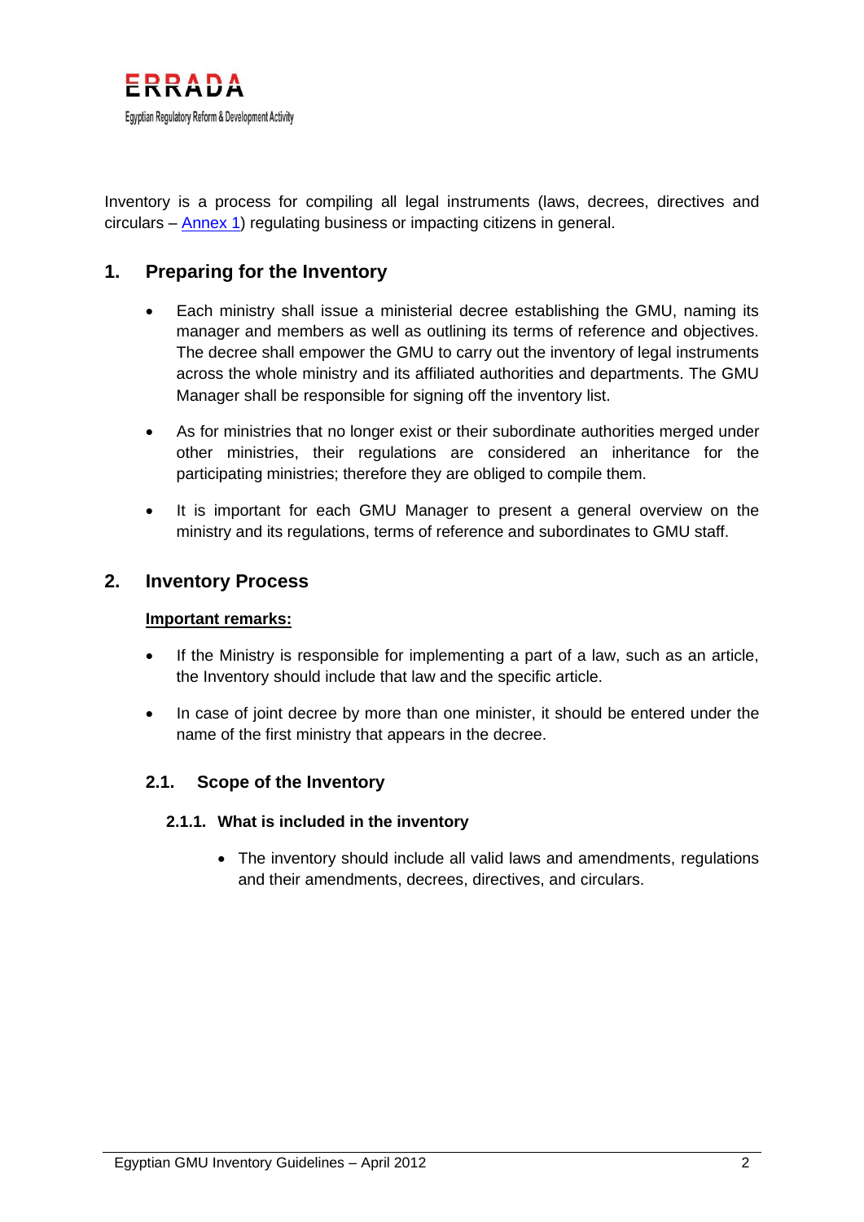Inventory is a process for compiling all legal instruments (laws, decrees, directives and circulars – Annex 1) regulating business or impacting citizens in general.

## 1. Preparing for the Inventory

- Each ministry shall issue a ministerial decree establishing the GMU, naming its manager and members as well as outlining its terms of reference and objectives. The decree shall empower the GMU to carry out the inventory of legal instruments across the whole ministry and its affiliated authorities and departments. The GMU Manager shall be responsible for signing off the inventory list.
- As for ministries that no longer exist or their subordinate authorities merged under other ministries, their regulations are considered an inheritance for the participating ministries; therefore they are obliged to compile them.
- It is important for each GMU Manager to present a general overview on the ministry and its regulations, terms of reference and subordinates to GMU staff.

## 2. Inventory Process

**Important remarks:**

- If the Ministry is responsible for implementing a part of a law, such as an article, the Inventory should include that law and the specific article.
- In case of joint decree by more than one minister, it should be entered under the name of the first ministry that appears in the decree.

### 2.1. Scope of the Inventory

#### 2.1.1. What is included in the inventory

- The inventory should include all valid laws and amendments, regulations and their amendments, decrees, directives, and circulars.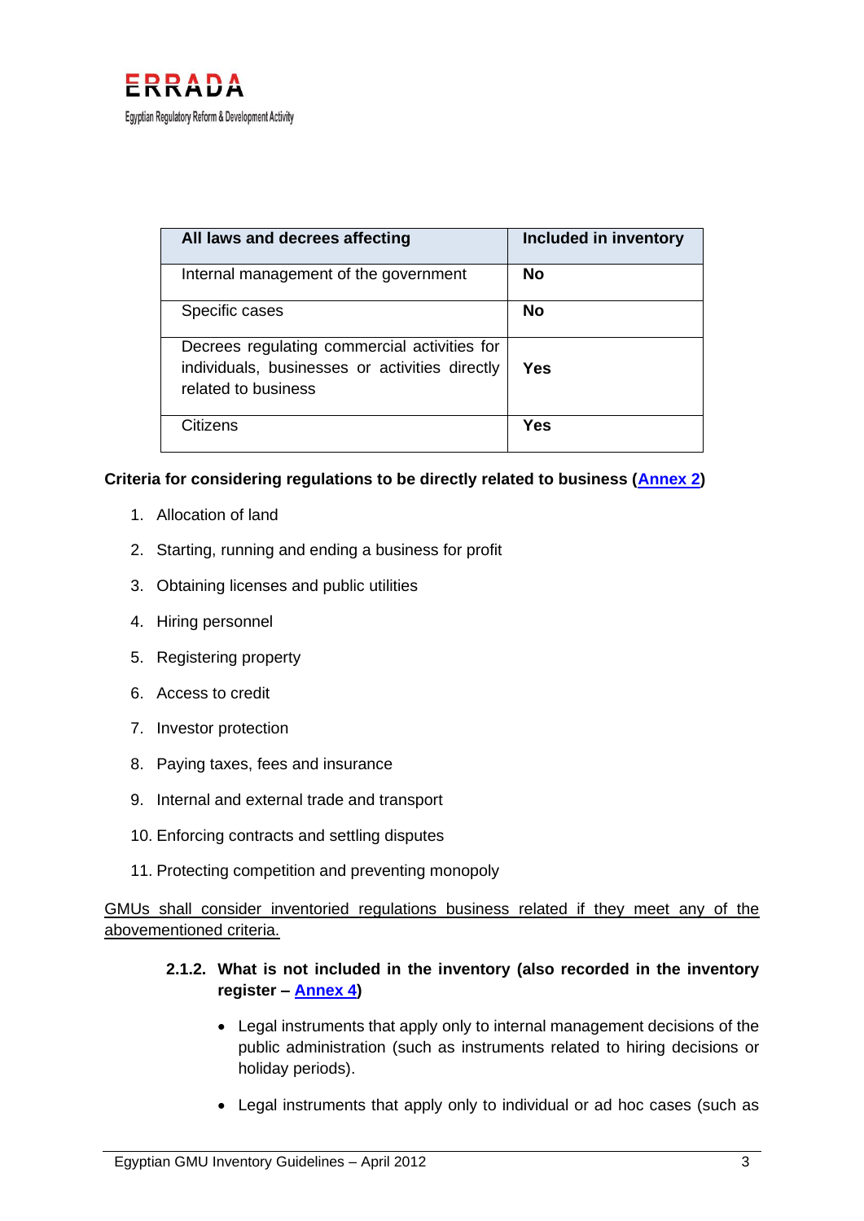| All laws and decrees affecting | Included in inventory |
|---|---|
| Internal management of the government | **No** |
| Specific cases | **No** |
| Decrees regulating commercial activities for individuals, businesses or activities directly related to business | **Yes** |
| Citizens | **Yes** |

**Criteria for considering regulations to be directly related to business (Annex 2)**

1. Allocation of land
2. Starting, running and ending a business for profit
3. Obtaining licenses and public utilities
4. Hiring personnel
5. Registering property
6. Access to credit
7. Investor protection
8. Paying taxes, fees and insurance
9. Internal and external trade and transport
10. Enforcing contracts and settling disputes
11. Protecting competition and preventing monopoly

GMUs shall consider inventoried regulations business related if they meet any of the abovementioned criteria.

#### 2.1.2. What is not included in the inventory (also recorded in the inventory register – Annex 4)

- Legal instruments that apply only to internal management decisions of the public administration (such as instruments related to hiring decisions or holiday periods).
- Legal instruments that apply only to individual or ad hoc cases (such as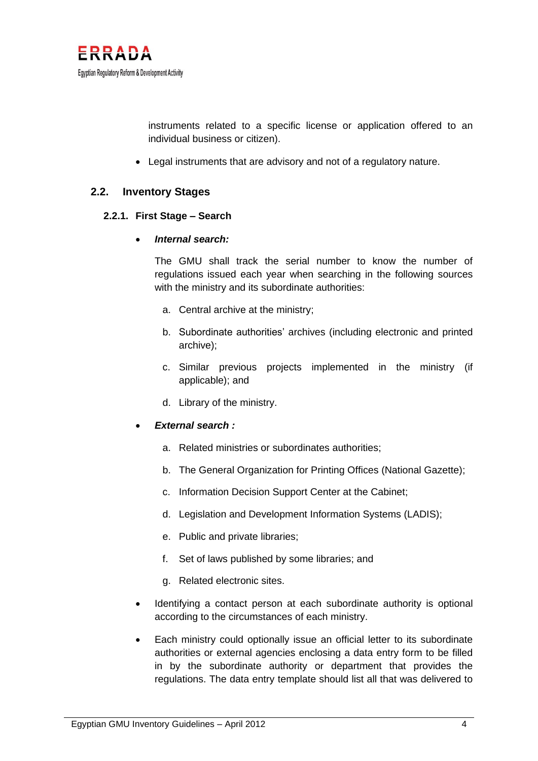instruments related to a specific license or application offered to an individual business or citizen).

- Legal instruments that are advisory and not of a regulatory nature.

## 2.2. Inventory Stages

### 2.2.1. First Stage – Search

- ***Internal search:***

  The GMU shall track the serial number to know the number of regulations issued each year when searching in the following sources with the ministry and its subordinate authorities:

  a. Central archive at the ministry;

  b. Subordinate authorities' archives (including electronic and printed archive);

  c. Similar previous projects implemented in the ministry (if applicable); and

  d. Library of the ministry.

- ***External search :***

  a. Related ministries or subordinates authorities;

  b. The General Organization for Printing Offices (National Gazette);

  c. Information Decision Support Center at the Cabinet;

  d. Legislation and Development Information Systems (LADIS);

  e. Public and private libraries;

  f. Set of laws published by some libraries; and

  g. Related electronic sites.

- Identifying a contact person at each subordinate authority is optional according to the circumstances of each ministry.

- Each ministry could optionally issue an official letter to its subordinate authorities or external agencies enclosing a data entry form to be filled in by the subordinate authority or department that provides the regulations. The data entry template should list all that was delivered to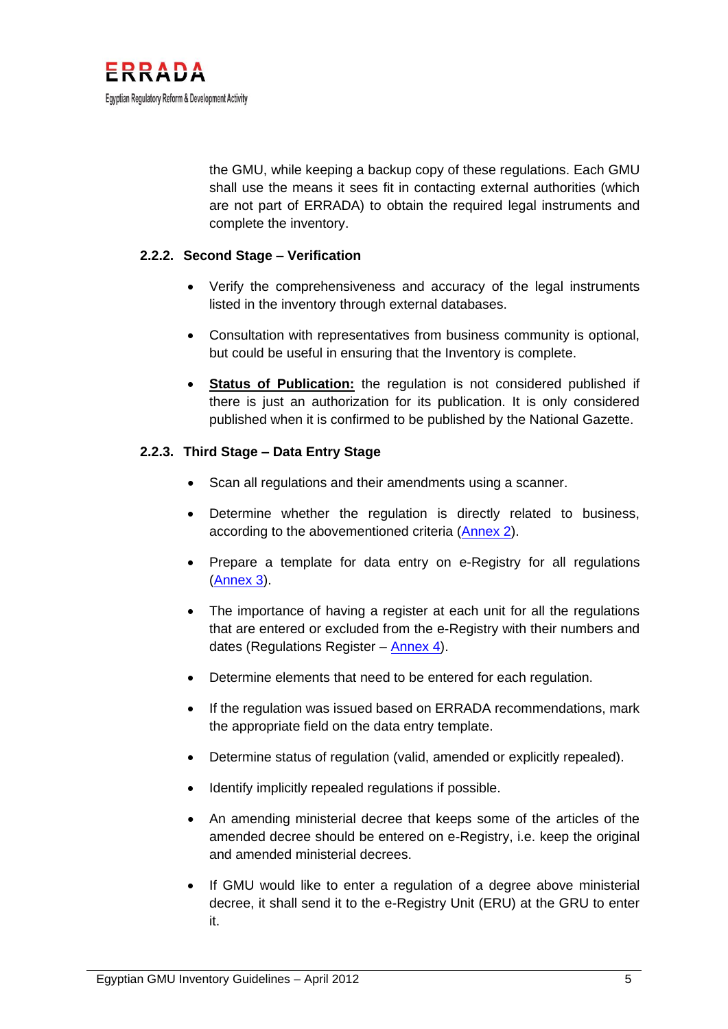the GMU, while keeping a backup copy of these regulations. Each GMU shall use the means it sees fit in contacting external authorities (which are not part of ERRADA) to obtain the required legal instruments and complete the inventory.

### 2.2.2. Second Stage – Verification

- Verify the comprehensiveness and accuracy of the legal instruments listed in the inventory through external databases.
- Consultation with representatives from business community is optional, but could be useful in ensuring that the Inventory is complete.
- **<u>Status of Publication:</u>** the regulation is not considered published if there is just an authorization for its publication. It is only considered published when it is confirmed to be published by the National Gazette.

### 2.2.3. Third Stage – Data Entry Stage

- Scan all regulations and their amendments using a scanner.
- Determine whether the regulation is directly related to business, according to the abovementioned criteria (Annex 2).
- Prepare a template for data entry on e-Registry for all regulations (Annex 3).
- The importance of having a register at each unit for all the regulations that are entered or excluded from the e-Registry with their numbers and dates (Regulations Register – Annex 4).
- Determine elements that need to be entered for each regulation.
- If the regulation was issued based on ERRADA recommendations, mark the appropriate field on the data entry template.
- Determine status of regulation (valid, amended or explicitly repealed).
- Identify implicitly repealed regulations if possible.
- An amending ministerial decree that keeps some of the articles of the amended decree should be entered on e-Registry, i.e. keep the original and amended ministerial decrees.
- If GMU would like to enter a regulation of a degree above ministerial decree, it shall send it to the e-Registry Unit (ERU) at the GRU to enter it.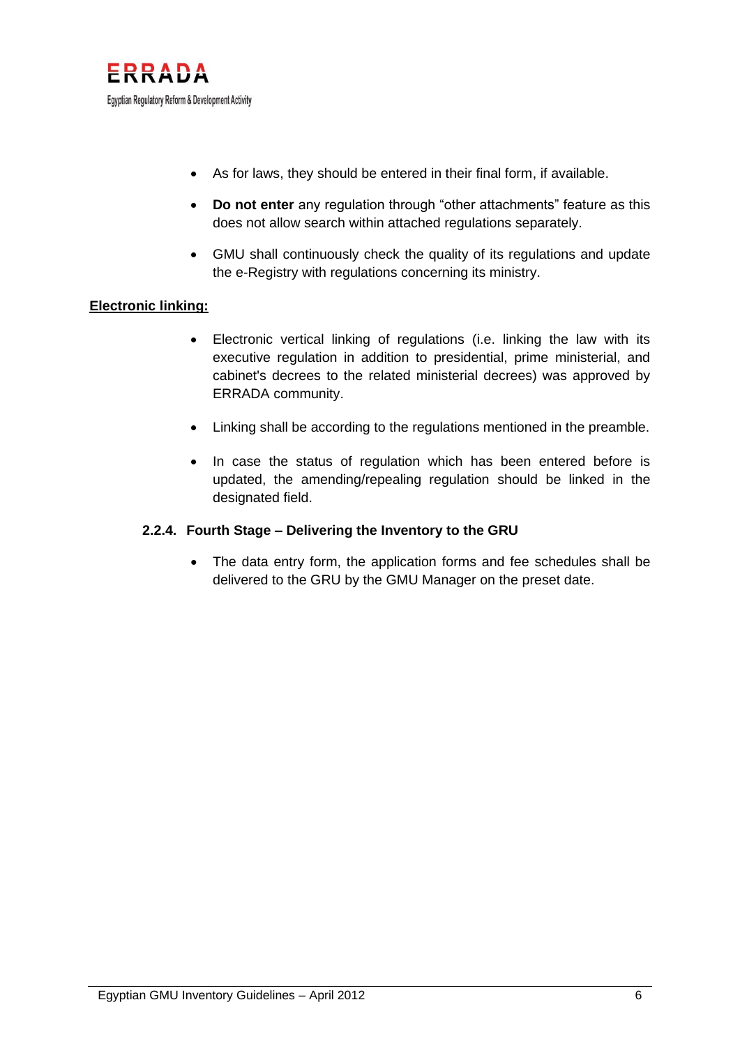- As for laws, they should be entered in their final form, if available.
- **Do not enter** any regulation through "other attachments" feature as this does not allow search within attached regulations separately.
- GMU shall continuously check the quality of its regulations and update the e-Registry with regulations concerning its ministry.

**Electronic linking:**

- Electronic vertical linking of regulations (i.e. linking the law with its executive regulation in addition to presidential, prime ministerial, and cabinet's decrees to the related ministerial decrees) was approved by ERRADA community.
- Linking shall be according to the regulations mentioned in the preamble.
- In case the status of regulation which has been entered before is updated, the amending/repealing regulation should be linked in the designated field.

### 2.2.4. Fourth Stage – Delivering the Inventory to the GRU

- The data entry form, the application forms and fee schedules shall be delivered to the GRU by the GMU Manager on the preset date.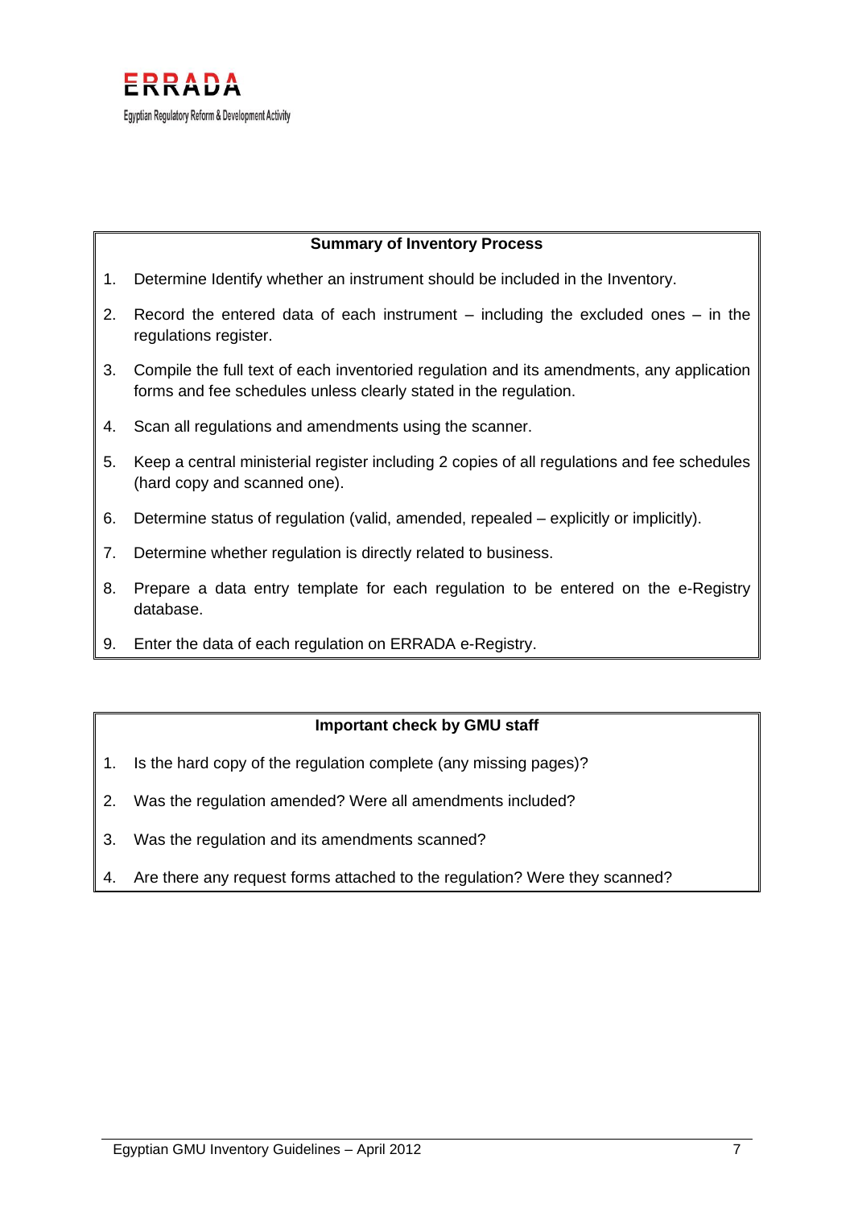**Summary of Inventory Process**

1. Determine Identify whether an instrument should be included in the Inventory.
2. Record the entered data of each instrument – including the excluded ones – in the regulations register.
3. Compile the full text of each inventoried regulation and its amendments, any application forms and fee schedules unless clearly stated in the regulation.
4. Scan all regulations and amendments using the scanner.
5. Keep a central ministerial register including 2 copies of all regulations and fee schedules (hard copy and scanned one).
6. Determine status of regulation (valid, amended, repealed – explicitly or implicitly).
7. Determine whether regulation is directly related to business.
8. Prepare a data entry template for each regulation to be entered on the e-Registry database.
9. Enter the data of each regulation on ERRADA e-Registry.

**Important check by GMU staff**

1. Is the hard copy of the regulation complete (any missing pages)?
2. Was the regulation amended? Were all amendments included?
3. Was the regulation and its amendments scanned?
4. Are there any request forms attached to the regulation? Were they scanned?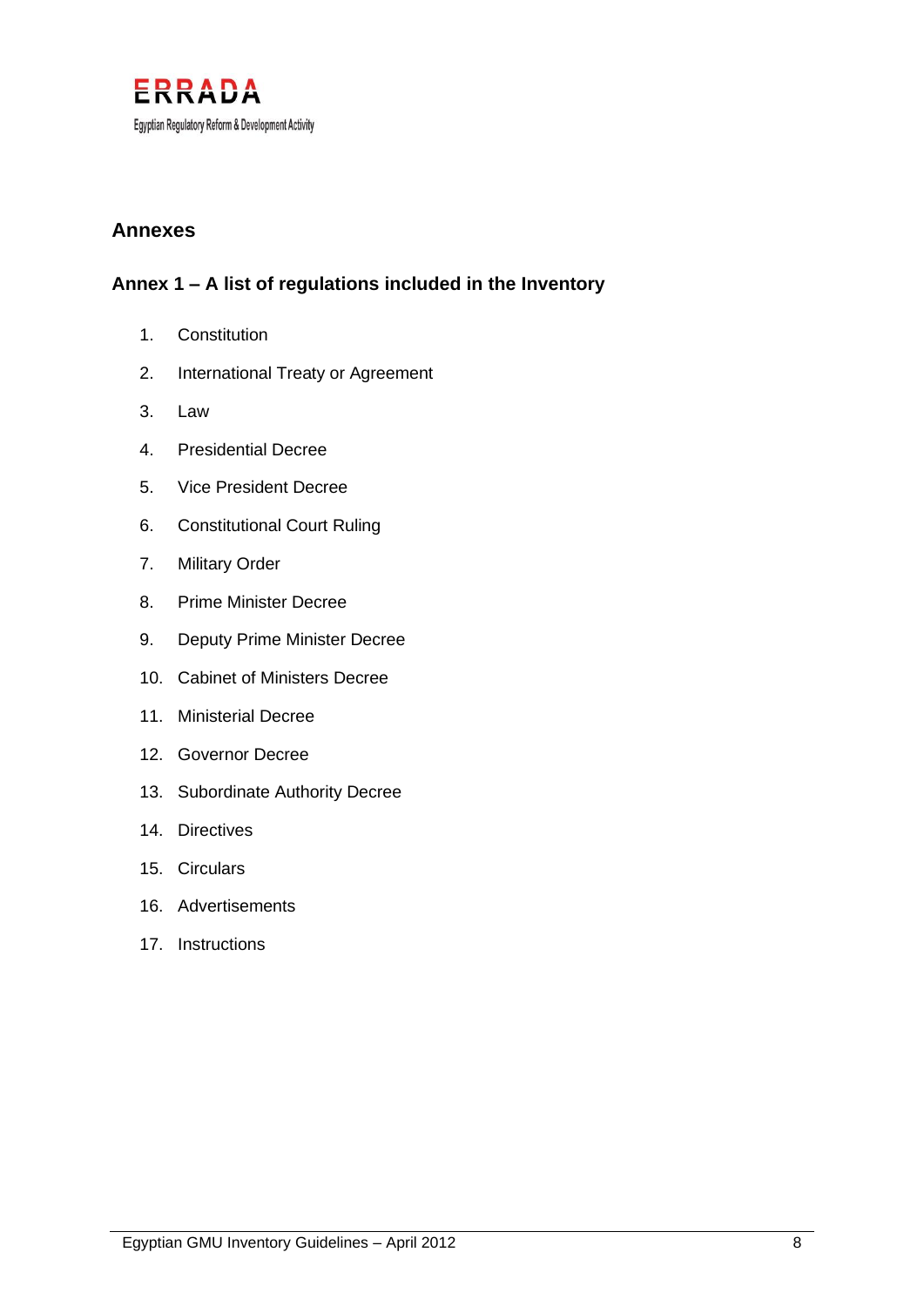## Annexes

### Annex 1 – A list of regulations included in the Inventory

1. Constitution
2. International Treaty or Agreement
3. Law
4. Presidential Decree
5. Vice President Decree
6. Constitutional Court Ruling
7. Military Order
8. Prime Minister Decree
9. Deputy Prime Minister Decree
10. Cabinet of Ministers Decree
11. Ministerial Decree
12. Governor Decree
13. Subordinate Authority Decree
14. Directives
15. Circulars
16. Advertisements
17. Instructions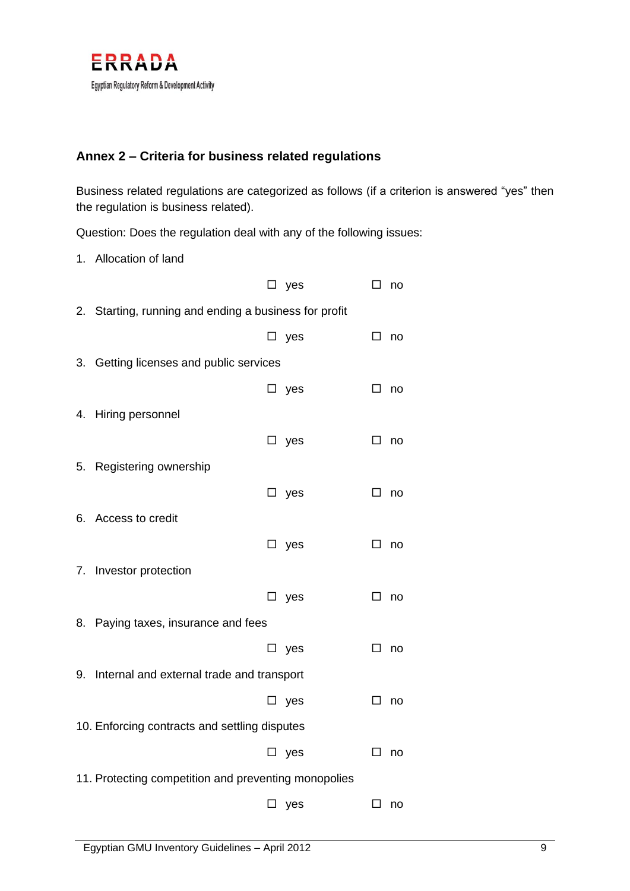ERRADA

Egyptian Regulatory Reform & Development Activity

## Annex 2 – Criteria for business related regulations

Business related regulations are categorized as follows (if a criterion is answered “yes” then the regulation is business related).

Question: Does the regulation deal with any of the following issues:

1. Allocation of land

   ☐ yes ☐ no

2. Starting, running and ending a business for profit

   ☐ yes ☐ no

3. Getting licenses and public services

   ☐ yes ☐ no

4. Hiring personnel

   ☐ yes ☐ no

5. Registering ownership

   ☐ yes ☐ no

6. Access to credit

   ☐ yes ☐ no

7. Investor protection

   ☐ yes ☐ no

8. Paying taxes, insurance and fees

   ☐ yes ☐ no

9. Internal and external trade and transport

   ☐ yes ☐ no

10. Enforcing contracts and settling disputes

    ☐ yes ☐ no

11. Protecting competition and preventing monopolies

    ☐ yes ☐ no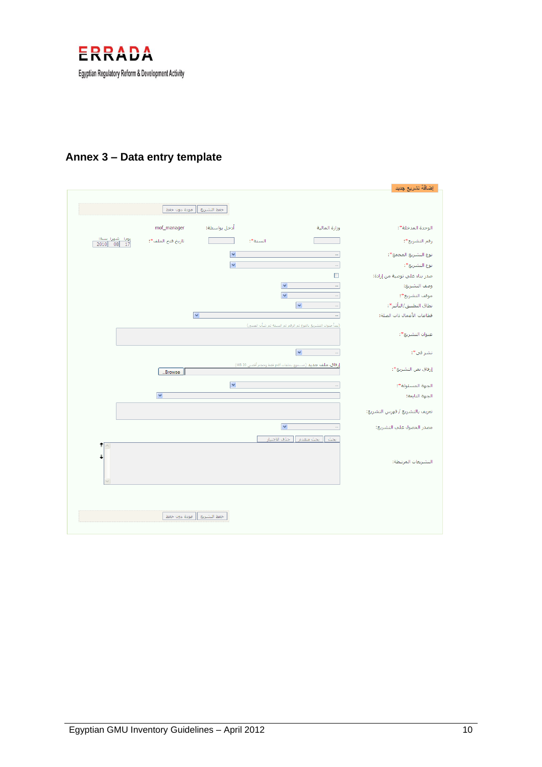ERRADA

Egyptian Regulatory Reform & Development Activity

## Annex 3 – Data entry template

إضافة تشريع جديد

حفظ التشريع | عودة دون حفظ

| | | | |
|---|---|---|---|
| الوحدة المدخلة*: | وزارة المالية | أدخل بواسطة: | mof_manager |
| رقم التشريع*: | | السنة*: | |
| | | تاريخ فتح الملف*: | يوم: شهر: سنة: 17 08 2010 |
| نوع التشريع المجمع*: | -- | | |
| نوع التشريع*: | -- | | |
| صدر بناء على توصية من إدارة: | ☐ | | |
| وصف التشريع: | -- | | |
| موقف التشريع*: | -- | | |
| نطاق التطبيق/التأثير*: | -- | | |
| قطاعات الأعمال ذات الصلة: | -- | | |
| عنوان التشريع*: | (يبدأ عنوان التشريع بالنوع ثم الرقم ثم السنة ثم شأن التشريع) | | |
| نشر في*: | -- | | |
| إرفاق نص التشريع*: | إرفاق ملف جديد (مسموح بملفات pdf فقط وبحجم أقصى 20 MB) Browse.. | | |
| الجهة المسئولة*: | -- | | |
| الجهة التابعة: | | | |
| تعريف بالتشريع / فهرس التشريع: | | | |
| مصدر الحصول على التشريع: | -- | | |
| التشريعات المرتبطة: | بحث / بحث متقدم / حذف الاختيار | | |

حفظ التشريع | عودة دون حفظ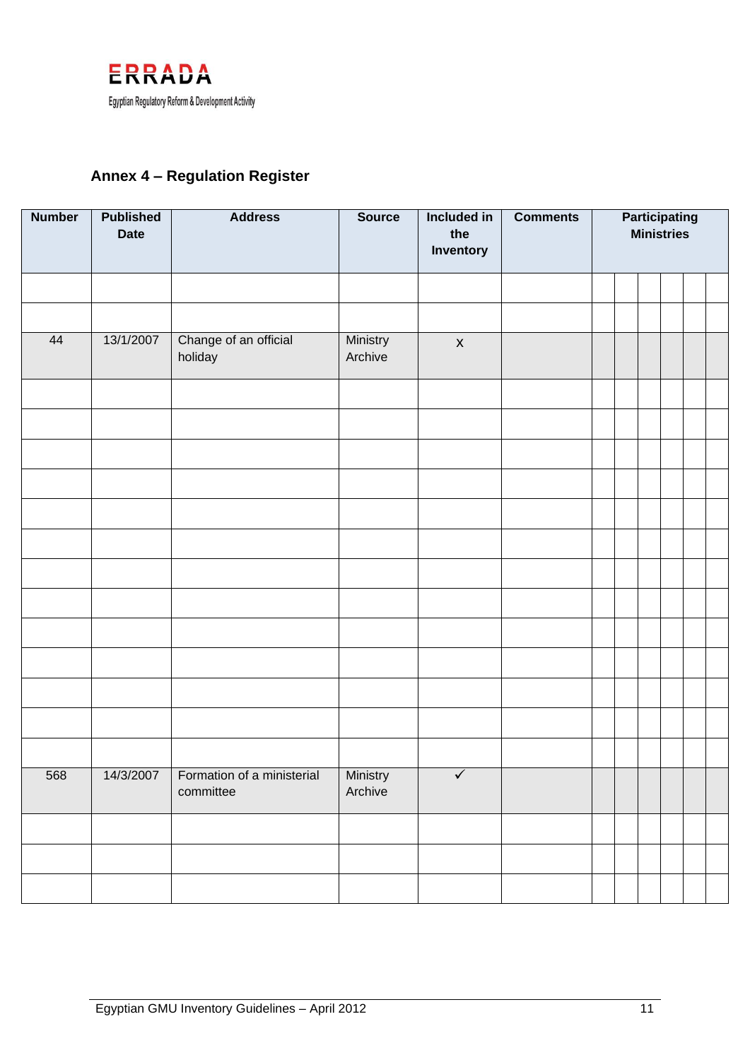ERRADA

Egyptian Regulatory Reform & Development Activity

## Annex 4 – Regulation Register

| Number | Published Date | Address | Source | Included in the Inventory | Comments | Participating Ministries | | | | | |
|---|---|---|---|---|---|---|---|---|---|---|---|
| | | | | | | | | | | | |
| | | | | | | | | | | | |
| 44 | 13/1/2007 | Change of an official holiday | Ministry Archive | x | | | | | | | |
| | | | | | | | | | | | |
| | | | | | | | | | | | |
| | | | | | | | | | | | |
| | | | | | | | | | | | |
| | | | | | | | | | | | |
| | | | | | | | | | | | |
| | | | | | | | | | | | |
| | | | | | | | | | | | |
| | | | | | | | | | | | |
| | | | | | | | | | | | |
| | | | | | | | | | | | |
| | | | | | | | | | | | |
| | | | | | | | | | | | |
| 568 | 14/3/2007 | Formation of a ministerial committee | Ministry Archive | ✓ | | | | | | | |
| | | | | | | | | | | | |
| | | | | | | | | | | | |
| | | | | | | | | | | | |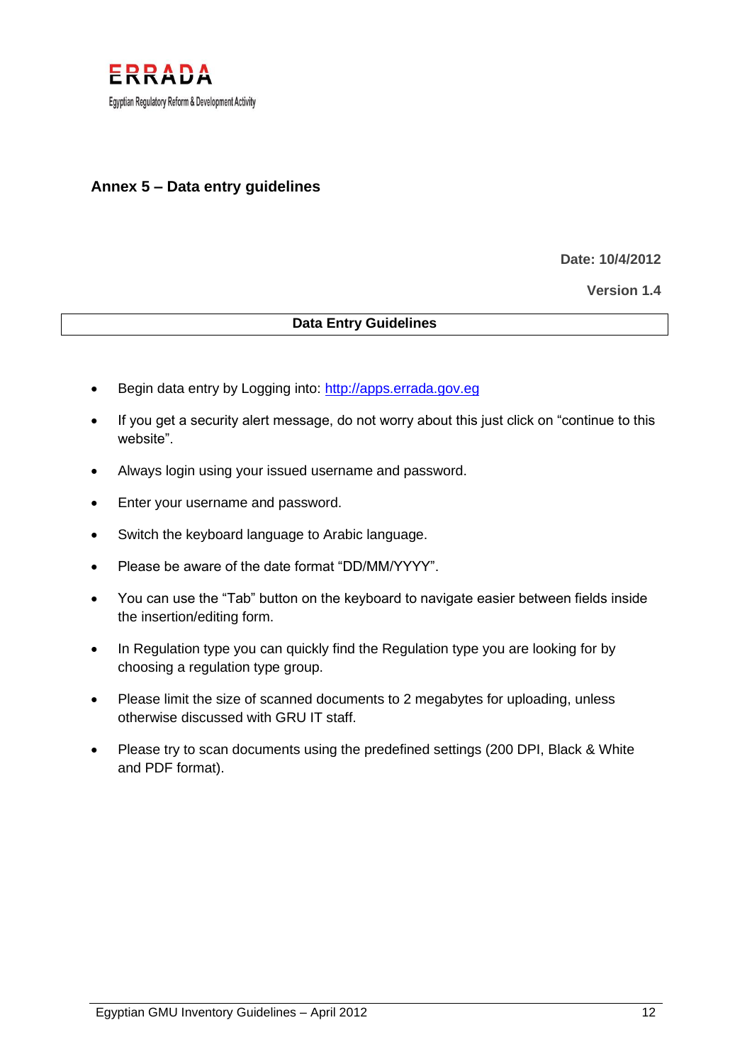ERRADA

Egyptian Regulatory Reform & Development Activity

## Annex 5 – Data entry guidelines

**Date: 10/4/2012**

**Version 1.4**

**Data Entry Guidelines**

- Begin data entry by Logging into: [http://apps.errada.gov.eg](http://apps.errada.gov.eg)
- If you get a security alert message, do not worry about this just click on "continue to this website".
- Always login using your issued username and password.
- Enter your username and password.
- Switch the keyboard language to Arabic language.
- Please be aware of the date format "DD/MM/YYYY".
- You can use the "Tab" button on the keyboard to navigate easier between fields inside the insertion/editing form.
- In Regulation type you can quickly find the Regulation type you are looking for by choosing a regulation type group.
- Please limit the size of scanned documents to 2 megabytes for uploading, unless otherwise discussed with GRU IT staff.
- Please try to scan documents using the predefined settings (200 DPI, Black & White and PDF format).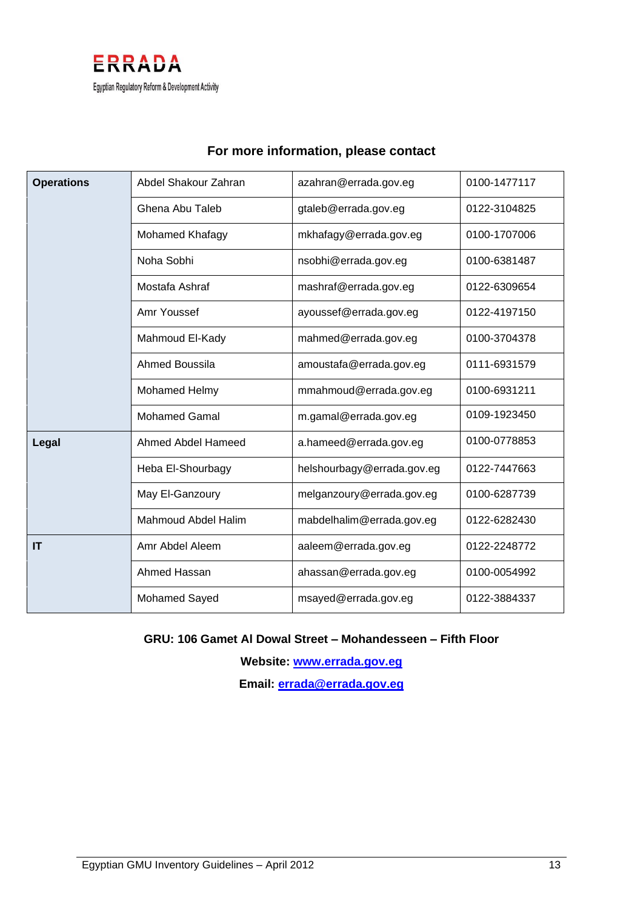**ERRADA**

Egyptian Regulatory Reform & Development Activity

## For more information, please contact

| | | | |
|---|---|---|---|
| **Operations** | Abdel Shakour Zahran | azahran@errada.gov.eg | 0100-1477117 |
| | Ghena Abu Taleb | gtaleb@errada.gov.eg | 0122-3104825 |
| | Mohamed Khafagy | mkhafagy@errada.gov.eg | 0100-1707006 |
| | Noha Sobhi | nsobhi@errada.gov.eg | 0100-6381487 |
| | Mostafa Ashraf | mashraf@errada.gov.eg | 0122-6309654 |
| | Amr Youssef | ayoussef@errada.gov.eg | 0122-4197150 |
| | Mahmoud El-Kady | mahmed@errada.gov.eg | 0100-3704378 |
| | Ahmed Boussila | amoustafa@errada.gov.eg | 0111-6931579 |
| | Mohamed Helmy | mmahmoud@errada.gov.eg | 0100-6931211 |
| | Mohamed Gamal | m.gamal@errada.gov.eg | 0109-1923450 |
| **Legal** | Ahmed Abdel Hameed | a.hameed@errada.gov.eg | 0100-0778853 |
| | Heba El-Shourbagy | helshourbagy@errada.gov.eg | 0122-7447663 |
| | May El-Ganzoury | melganzoury@errada.gov.eg | 0100-6287739 |
| | Mahmoud Abdel Halim | mabdelhalim@errada.gov.eg | 0122-6282430 |
| **IT** | Amr Abdel Aleem | aaleem@errada.gov.eg | 0122-2248772 |
| | Ahmed Hassan | ahassan@errada.gov.eg | 0100-0054992 |
| | Mohamed Sayed | msayed@errada.gov.eg | 0122-3884337 |

**GRU: 106 Gamet Al Dowal Street – Mohandesseen – Fifth Floor**

**Website: www.errada.gov.eg**

**Email: errada@errada.gov.eg**